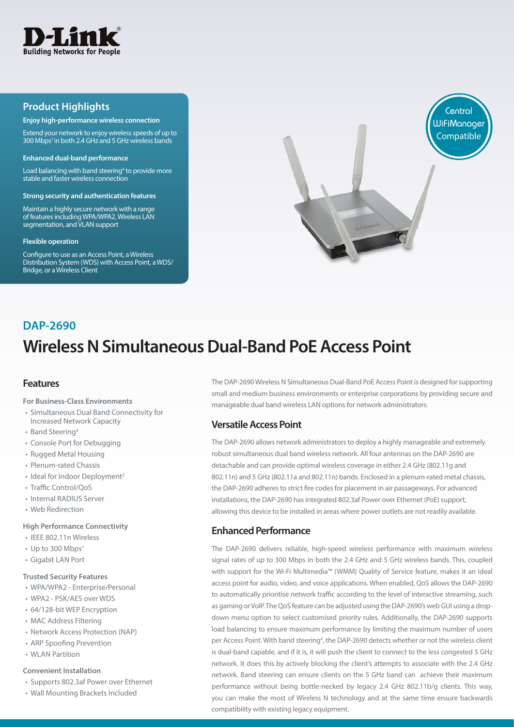D-Link
Building Networks for People

## Product Highlights

**Enjoy high-performance wireless connection**

Extend your network to enjoy wireless speeds of up to 300 Mbps[1] in both 2.4 GHz and 5 GHz wireless bands

**Enhanced dual-band performance**

Load balancing with band steering[4] to provide more stable and faster wireless connection

**Strong security and authentication features**

Maintain a highly secure network with a range of features including WPA/WPA2, Wireless LAN segmentation, and VLAN support

**Flexible operation**

Configure to use as an Access Point, a Wireless Distribution System (WDS) with Access Point, a WDS/Bridge, or a Wireless Client

Central WiFiManager Compatible

## DAP-2690

# Wireless N Simultaneous Dual-Band PoE Access Point

## Features

**For Business-Class Environments**

- Simultaneous Dual Band Connectivity for Increased Network Capacity
- Band Steering[4]
- Console Port for Debugging
- Rugged Metal Housing
- Plenum-rated Chassis
- Ideal for Indoor Deployment[2]
- Traffic Control/QoS
- Internal RADIUS Server
- Web Redirection

**High Performance Connectivity**

- IEEE 802.11n Wireless
- Up to 300 Mbps[1]
- Gigabit LAN Port

**Trusted Security Features**

- WPA/WPA2 - Enterprise/Personal
- WPA2 - PSK/AES over WDS
- 64/128-bit WEP Encryption
- MAC Address Filtering
- Network Access Protection (NAP)
- ARP Spoofing Prevention
- WLAN Partition

**Convenient Installation**

- Supports 802.3af Power over Ethernet
- Wall Mounting Brackets Included

The DAP-2690 Wireless N Simultaneous Dual-Band PoE Access Point is designed for supporting small and medium business environments or enterprise corporations by providing secure and manageable dual band wireless LAN options for network administrators.

## Versatile Access Point

The DAP-2690 allows network administrators to deploy a highly manageable and extremely robust simultaneous dual band wireless network. All four antennas on the DAP-2690 are detachable and can provide optimal wireless coverage in either 2.4 GHz (802.11g and 802.11n) and 5 GHz (802.11a and 802.11n) bands. Enclosed in a plenum-rated metal chassis, the DAP-2690 adheres to strict fire codes for placement in air passageways. For advanced installations, the DAP-2690 has integrated 802.3af Power over Ethernet (PoE) support, allowing this device to be installed in areas where power outlets are not readily available.

## Enhanced Performance

The DAP-2690 delivers reliable, high-speed wireless performance with maximum wireless signal rates of up to 300 Mbps in both the 2.4 GHz and 5 GHz wireless bands. This, coupled with support for the Wi-Fi Multimedia™ (WMM) Quality of Service feature, makes it an ideal access point for audio, video, and voice applications. When enabled, QoS allows the DAP-2690 to automatically prioritise network traffic according to the level of interactive streaming, such as gaming or VoIP. The QoS feature can be adjusted using the DAP-2690's web GUI using a drop-down menu option to select customised priority rules. Additionally, the DAP-2690 supports load balancing to ensure maximum performance by limiting the maximum number of users per Access Point. With band steering[4], the DAP-2690 detects whether or not the wireless client is dual-band capable, and if it is, it will push the client to connect to the less congested 5 GHz network. It does this by actively blocking the client's attempts to associate with the 2.4 GHz network. Band steering can ensure clients on the 5 GHz band can achieve their maximum performance without being bottle-necked by legacy 2.4 GHz 802.11b/g clients. This way, you can make the most of Wireless N technology and at the same time ensure backwards compatibility with existing legacy equipment.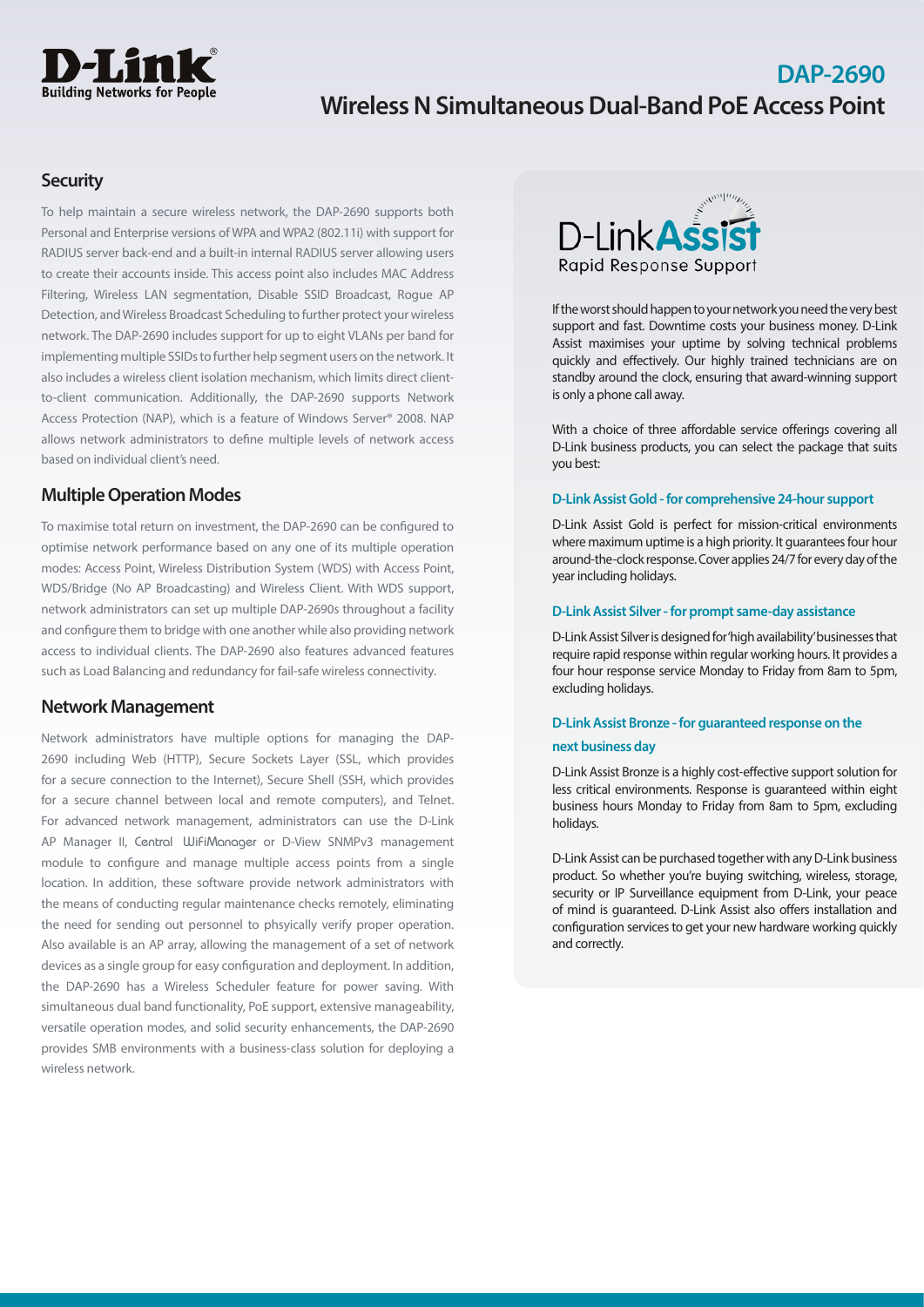# DAP-2690
## Wireless N Simultaneous Dual-Band PoE Access Point

## Security

To help maintain a secure wireless network, the DAP-2690 supports both Personal and Enterprise versions of WPA and WPA2 (802.11i) with support for RADIUS server back-end and a built-in internal RADIUS server allowing users to create their accounts inside. This access point also includes MAC Address Filtering, Wireless LAN segmentation, Disable SSID Broadcast, Rogue AP Detection, and Wireless Broadcast Scheduling to further protect your wireless network. The DAP-2690 includes support for up to eight VLANs per band for implementing multiple SSIDs to further help segment users on the network. It also includes a wireless client isolation mechanism, which limits direct client-to-client communication. Additionally, the DAP-2690 supports Network Access Protection (NAP), which is a feature of Windows Server® 2008. NAP allows network administrators to define multiple levels of network access based on individual client's need.

## Multiple Operation Modes

To maximise total return on investment, the DAP-2690 can be configured to optimise network performance based on any one of its multiple operation modes: Access Point, Wireless Distribution System (WDS) with Access Point, WDS/Bridge (No AP Broadcasting) and Wireless Client. With WDS support, network administrators can set up multiple DAP-2690s throughout a facility and configure them to bridge with one another while also providing network access to individual clients. The DAP-2690 also features advanced features such as Load Balancing and redundancy for fail-safe wireless connectivity.

## Network Management

Network administrators have multiple options for managing the DAP-2690 including Web (HTTP), Secure Sockets Layer (SSL, which provides for a secure connection to the Internet), Secure Shell (SSH, which provides for a secure channel between local and remote computers), and Telnet. For advanced network management, administrators can use the D-Link AP Manager II, Central WiFiManager or D-View SNMPv3 management module to configure and manage multiple access points from a single location. In addition, these software provide network administrators with the means of conducting regular maintenance checks remotely, eliminating the need for sending out personnel to phsyically verify proper operation. Also available is an AP array, allowing the management of a set of network devices as a single group for easy configuration and deployment. In addition, the DAP-2690 has a Wireless Scheduler feature for power saving. With simultaneous dual band functionality, PoE support, extensive manageability, versatile operation modes, and solid security enhancements, the DAP-2690 provides SMB environments with a business-class solution for deploying a wireless network.

## D-Link Assist
Rapid Response Support

If the worst should happen to your network you need the very best support and fast. Downtime costs your business money. D-Link Assist maximises your uptime by solving technical problems quickly and effectively. Our highly trained technicians are on standby around the clock, ensuring that award-winning support is only a phone call away.

With a choice of three affordable service offerings covering all D-Link business products, you can select the package that suits you best:

### D-Link Assist Gold - for comprehensive 24-hour support

D-Link Assist Gold is perfect for mission-critical environments where maximum uptime is a high priority. It guarantees four hour around-the-clock response. Cover applies 24/7 for every day of the year including holidays.

### D-Link Assist Silver - for prompt same-day assistance

D-Link Assist Silver is designed for 'high availability' businesses that require rapid response within regular working hours. It provides a four hour response service Monday to Friday from 8am to 5pm, excluding holidays.

### D-Link Assist Bronze - for guaranteed response on the next business day

D-Link Assist Bronze is a highly cost-effective support solution for less critical environments. Response is guaranteed within eight business hours Monday to Friday from 8am to 5pm, excluding holidays.

D-Link Assist can be purchased together with any D-Link business product. So whether you're buying switching, wireless, storage, security or IP Surveillance equipment from D-Link, your peace of mind is guaranteed. D-Link Assist also offers installation and configuration services to get your new hardware working quickly and correctly.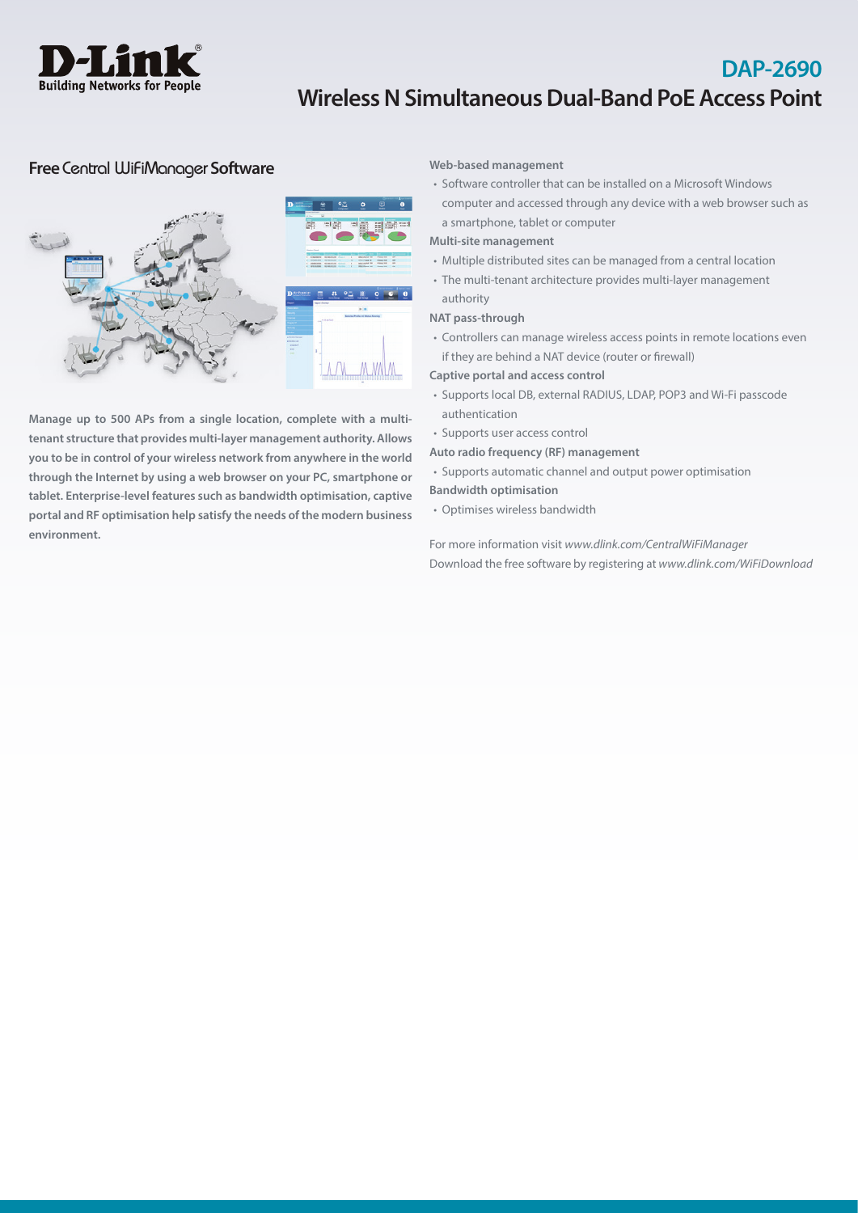# DAP-2690

## Wireless N Simultaneous Dual-Band PoE Access Point

### Free Central WiFiManager Software

**Manage up to 500 APs from a single location, complete with a multi-tenant structure that provides multi-layer management authority. Allows you to be in control of your wireless network from anywhere in the world through the Internet by using a web browser on your PC, smartphone or tablet. Enterprise-level features such as bandwidth optimisation, captive portal and RF optimisation help satisfy the needs of the modern business environment.**

**Web-based management**

- Software controller that can be installed on a Microsoft Windows computer and accessed through any device with a web browser such as a smartphone, tablet or computer

**Multi-site management**

- Multiple distributed sites can be managed from a central location
- The multi-tenant architecture provides multi-layer management authority

**NAT pass-through**

- Controllers can manage wireless access points in remote locations even if they are behind a NAT device (router or firewall)

**Captive portal and access control**

- Supports local DB, external RADIUS, LDAP, POP3 and Wi-Fi passcode authentication
- Supports user access control

**Auto radio frequency (RF) management**

- Supports automatic channel and output power optimisation

**Bandwidth optimisation**

- Optimises wireless bandwidth

For more information visit *www.dlink.com/CentralWiFiManager*
Download the free software by registering at *www.dlink.com/WiFiDownload*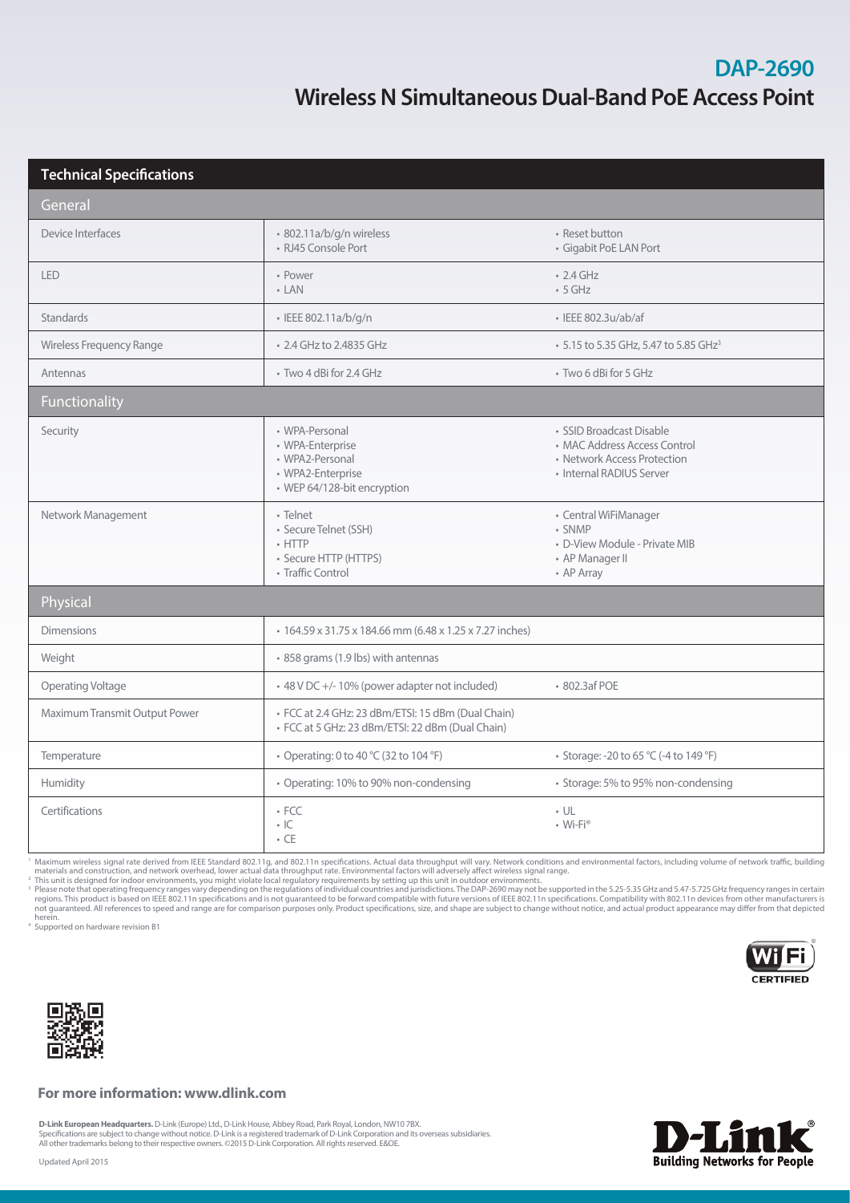# DAP-2690

## Wireless N Simultaneous Dual-Band PoE Access Point

### Technical Specifications

| | | |
|---|---|---|
| **General** | | |
| Device Interfaces | • 802.11a/b/g/n wireless<br>• RJ45 Console Port | • Reset button<br>• Gigabit PoE LAN Port |
| LED | • Power<br>• LAN | • 2.4 GHz<br>• 5 GHz |
| Standards | • IEEE 802.11a/b/g/n | • IEEE 802.3u/ab/af |
| Wireless Frequency Range | • 2.4 GHz to 2.4835 GHz | • 5.15 to 5.35 GHz, 5.47 to 5.85 GHz[3] |
| Antennas | • Two 4 dBi for 2.4 GHz | • Two 6 dBi for 5 GHz |
| **Functionality** | | |
| Security | • WPA-Personal<br>• WPA-Enterprise<br>• WPA2-Personal<br>• WPA2-Enterprise<br>• WEP 64/128-bit encryption | • SSID Broadcast Disable<br>• MAC Address Access Control<br>• Network Access Protection<br>• Internal RADIUS Server |
| Network Management | • Telnet<br>• Secure Telnet (SSH)<br>• HTTP<br>• Secure HTTP (HTTPS)<br>• Traffic Control | • Central WiFiManager<br>• SNMP<br>• D-View Module - Private MIB<br>• AP Manager II<br>• AP Array |
| **Physical** | | |
| Dimensions | • 164.59 x 31.75 x 184.66 mm (6.48 x 1.25 x 7.27 inches) | |
| Weight | • 858 grams (1.9 lbs) with antennas | |
| Operating Voltage | • 48 V DC +/- 10% (power adapter not included) | • 802.3af POE |
| Maximum Transmit Output Power | • FCC at 2.4 GHz: 23 dBm/ETSI: 15 dBm (Dual Chain)<br>• FCC at 5 GHz: 23 dBm/ETSI: 22 dBm (Dual Chain) | |
| Temperature | • Operating: 0 to 40 °C (32 to 104 °F) | • Storage: -20 to 65 °C (-4 to 149 °F) |
| Humidity | • Operating: 10% to 90% non-condensing | • Storage: 5% to 95% non-condensing |
| Certifications | • FCC<br>• IC<br>• CE | • UL<br>• Wi-Fi® |

[1] Maximum wireless signal rate derived from IEEE Standard 802.11g, and 802.11n specifications. Actual data throughput will vary. Network conditions and environmental factors, including volume of network traffic, building materials and construction, and network overhead, lower actual data throughput rate. Environmental factors will adversely affect wireless signal range.
[2] This unit is designed for indoor environments, you might violate local regulatory requirements by setting up this unit in outdoor environments.
[3] Please note that operating frequency ranges vary depending on the regulations of individual countries and jurisdictions. The DAP-2690 may not be supported in the 5.25-5.35 GHz and 5.47-5.725 GHz frequency ranges in certain regions. This product is based on IEEE 802.11n specifications and is not guaranteed to be forward compatible with future versions of IEEE 802.11n specifications. Compatibility with 802.11n devices from other manufacturers is not guaranteed. All references to speed and range are for comparison purposes only. Product specifications, size, and shape are subject to change without notice, and actual product appearance may differ from that depicted herein.
[4] Supported on hardware revision B1

**For more information: www.dlink.com**

**D-Link European Headquarters.** D-Link (Europe) Ltd., D-Link House, Abbey Road, Park Royal, London, NW10 7BX.
Specifications are subject to change without notice. D-Link is a registered trademark of D-Link Corporation and its overseas subsidiaries.
All other trademarks belong to their respective owners. ©2015 D-Link Corporation. All rights reserved. E&OE.

Updated April 2015